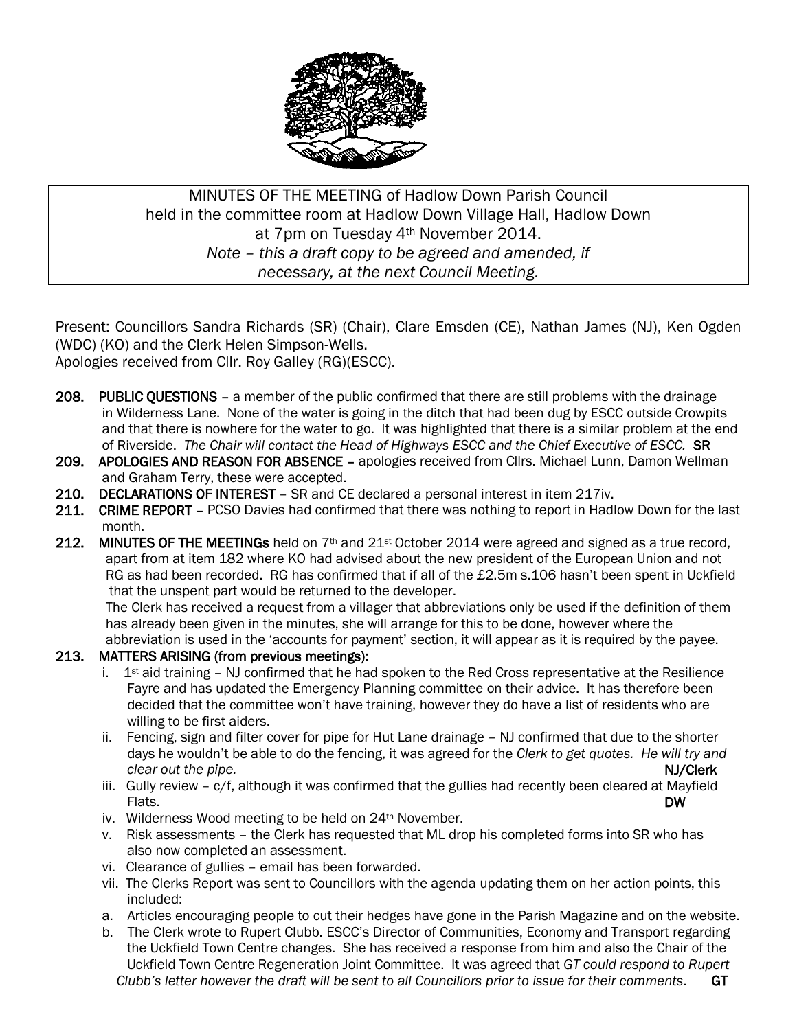MINUTES OF THE MEETING of Hadlow Down Parish Council
held in the committee room at Hadlow Down Village Hall, Hadlow Down
at 7pm on Tuesday 4th November 2014.
*Note – this a draft copy to be agreed and amended, if necessary, at the next Council Meeting.*

Present: Councillors Sandra Richards (SR) (Chair), Clare Emsden (CE), Nathan James (NJ), Ken Ogden (WDC) (KO) and the Clerk Helen Simpson-Wells.
Apologies received from Cllr. Roy Galley (RG)(ESCC).

**208. PUBLIC QUESTIONS** – a member of the public confirmed that there are still problems with the drainage in Wilderness Lane. None of the water is going in the ditch that had been dug by ESCC outside Crowpits and that there is nowhere for the water to go. It was highlighted that there is a similar problem at the end of Riverside. *The Chair will contact the Head of Highways ESCC and the Chief Executive of ESCC.* **SR**

**209. APOLOGIES AND REASON FOR ABSENCE** – apologies received from Cllrs. Michael Lunn, Damon Wellman and Graham Terry, these were accepted.

**210. DECLARATIONS OF INTEREST** – SR and CE declared a personal interest in item 217iv.

**211. CRIME REPORT** – PCSO Davies had confirmed that there was nothing to report in Hadlow Down for the last month.

**212. MINUTES OF THE MEETINGs** held on 7th and 21st October 2014 were agreed and signed as a true record, apart from at item 182 where KO had advised about the new president of the European Union and not RG as had been recorded. RG has confirmed that if all of the £2.5m s.106 hasn't been spent in Uckfield that the unspent part would be returned to the developer.
The Clerk has received a request from a villager that abbreviations only be used if the definition of them has already been given in the minutes, she will arrange for this to be done, however where the abbreviation is used in the 'accounts for payment' section, it will appear as it is required by the payee.

**213. MATTERS ARISING (from previous meetings):**

i. 1st aid training – NJ confirmed that he had spoken to the Red Cross representative at the Resilience Fayre and has updated the Emergency Planning committee on their advice. It has therefore been decided that the committee won't have training, however they do have a list of residents who are willing to be first aiders.

ii. Fencing, sign and filter cover for pipe for Hut Lane drainage – NJ confirmed that due to the shorter days he wouldn't be able to do the fencing, it was agreed for the *Clerk to get quotes. He will try and clear out the pipe.* **NJ/Clerk**

iii. Gully review – c/f, although it was confirmed that the gullies had recently been cleared at Mayfield Flats. **DW**

iv. Wilderness Wood meeting to be held on 24th November.

v. Risk assessments – the Clerk has requested that ML drop his completed forms into SR who has also now completed an assessment.

vi. Clearance of gullies – email has been forwarded.

vii. The Clerks Report was sent to Councillors with the agenda updating them on her action points, this included:

a. Articles encouraging people to cut their hedges have gone in the Parish Magazine and on the website.

b. The Clerk wrote to Rupert Clubb. ESCC's Director of Communities, Economy and Transport regarding the Uckfield Town Centre changes. She has received a response from him and also the Chair of the Uckfield Town Centre Regeneration Joint Committee. It was agreed that *GT could respond to Rupert Clubb's letter however the draft will be sent to all Councillors prior to issue for their comments*. **GT**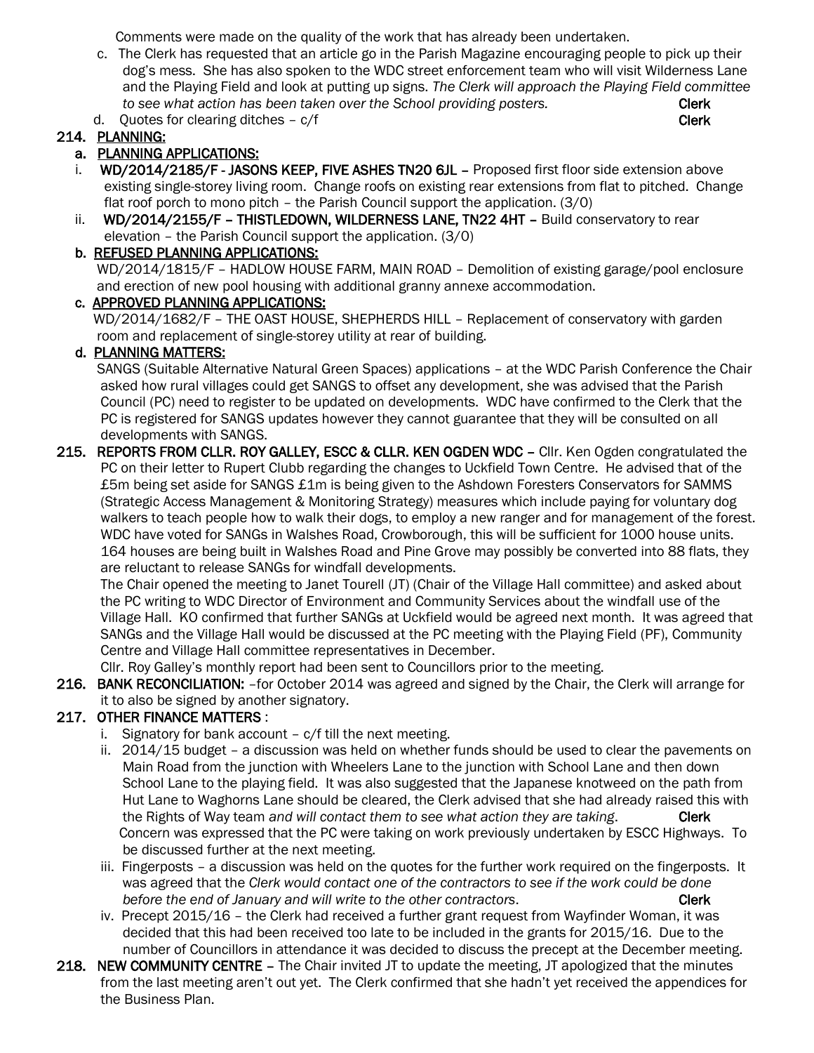Comments were made on the quality of the work that has already been undertaken.

c. The Clerk has requested that an article go in the Parish Magazine encouraging people to pick up their dog's mess. She has also spoken to the WDC street enforcement team who will visit Wilderness Lane and the Playing Field and look at putting up signs. *The Clerk will approach the Playing Field committee to see what action has been taken over the School providing posters.* **Clerk**

d. Quotes for clearing ditches – c/f **Clerk**

**214. PLANNING:**

**a. PLANNING APPLICATIONS:**

i. **WD/2014/2185/F - JASONS KEEP, FIVE ASHES TN20 6JL –** Proposed first floor side extension above existing single-storey living room. Change roofs on existing rear extensions from flat to pitched. Change flat roof porch to mono pitch – the Parish Council support the application. (3/0)

ii. **WD/2014/2155/F – THISTLEDOWN, WILDERNESS LANE, TN22 4HT –** Build conservatory to rear elevation – the Parish Council support the application. (3/0)

**b. REFUSED PLANNING APPLICATIONS:**

WD/2014/1815/F – HADLOW HOUSE FARM, MAIN ROAD – Demolition of existing garage/pool enclosure and erection of new pool housing with additional granny annexe accommodation.

**c. APPROVED PLANNING APPLICATIONS:**

WD/2014/1682/F – THE OAST HOUSE, SHEPHERDS HILL – Replacement of conservatory with garden room and replacement of single-storey utility at rear of building.

**d. PLANNING MATTERS:**

SANGS (Suitable Alternative Natural Green Spaces) applications – at the WDC Parish Conference the Chair asked how rural villages could get SANGS to offset any development, she was advised that the Parish Council (PC) need to register to be updated on developments. WDC have confirmed to the Clerk that the PC is registered for SANGS updates however they cannot guarantee that they will be consulted on all developments with SANGS.

**215. REPORTS FROM CLLR. ROY GALLEY, ESCC & CLLR. KEN OGDEN WDC –** Cllr. Ken Ogden congratulated the PC on their letter to Rupert Clubb regarding the changes to Uckfield Town Centre. He advised that of the £5m being set aside for SANGS £1m is being given to the Ashdown Foresters Conservators for SAMMS (Strategic Access Management & Monitoring Strategy) measures which include paying for voluntary dog walkers to teach people how to walk their dogs, to employ a new ranger and for management of the forest. WDC have voted for SANGs in Walshes Road, Crowborough, this will be sufficient for 1000 house units. 164 houses are being built in Walshes Road and Pine Grove may possibly be converted into 88 flats, they are reluctant to release SANGs for windfall developments.

The Chair opened the meeting to Janet Tourell (JT) (Chair of the Village Hall committee) and asked about the PC writing to WDC Director of Environment and Community Services about the windfall use of the Village Hall. KO confirmed that further SANGs at Uckfield would be agreed next month. It was agreed that SANGs and the Village Hall would be discussed at the PC meeting with the Playing Field (PF), Community Centre and Village Hall committee representatives in December.

Cllr. Roy Galley's monthly report had been sent to Councillors prior to the meeting.

**216. BANK RECONCILIATION:** –for October 2014 was agreed and signed by the Chair, the Clerk will arrange for it to also be signed by another signatory.

**217. OTHER FINANCE MATTERS** :

i. Signatory for bank account – c/f till the next meeting.

ii. 2014/15 budget – a discussion was held on whether funds should be used to clear the pavements on Main Road from the junction with Wheelers Lane to the junction with School Lane and then down School Lane to the playing field. It was also suggested that the Japanese knotweed on the path from Hut Lane to Waghorns Lane should be cleared, the Clerk advised that she had already raised this with the Rights of Way team *and will contact them to see what action they are taking*. **Clerk**
Concern was expressed that the PC were taking on work previously undertaken by ESCC Highways. To be discussed further at the next meeting.

iii. Fingerposts – a discussion was held on the quotes for the further work required on the fingerposts. It was agreed that the *Clerk would contact one of the contractors to see if the work could be done before the end of January and will write to the other contractors*. **Clerk**

iv. Precept 2015/16 – the Clerk had received a further grant request from Wayfinder Woman, it was decided that this had been received too late to be included in the grants for 2015/16. Due to the number of Councillors in attendance it was decided to discuss the precept at the December meeting.

**218. NEW COMMUNITY CENTRE –** The Chair invited JT to update the meeting, JT apologized that the minutes from the last meeting aren't out yet. The Clerk confirmed that she hadn't yet received the appendices for the Business Plan.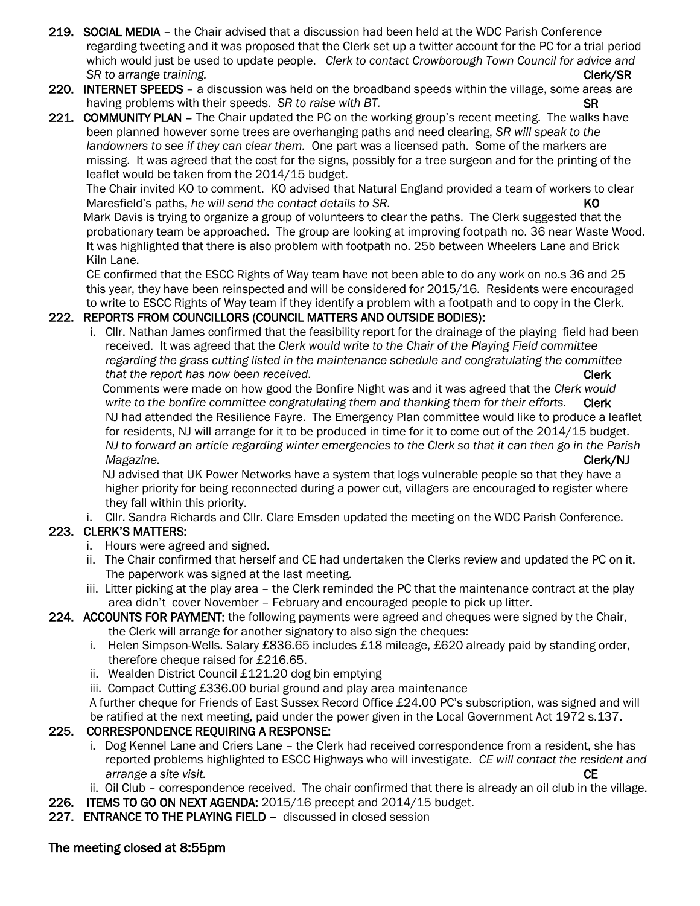**219. SOCIAL MEDIA** – the Chair advised that a discussion had been held at the WDC Parish Conference regarding tweeting and it was proposed that the Clerk set up a twitter account for the PC for a trial period which would just be used to update people. *Clerk to contact Crowborough Town Council for advice and SR to arrange training.* **Clerk/SR**

**220. INTERNET SPEEDS** – a discussion was held on the broadband speeds within the village, some areas are having problems with their speeds. *SR to raise with BT.* **SR**

**221. COMMUNITY PLAN –** The Chair updated the PC on the working group's recent meeting. The walks have been planned however some trees are overhanging paths and need clearing, *SR will speak to the landowners to see if they can clear them.* One part was a licensed path. Some of the markers are missing. It was agreed that the cost for the signs, possibly for a tree surgeon and for the printing of the leaflet would be taken from the 2014/15 budget.

The Chair invited KO to comment. KO advised that Natural England provided a team of workers to clear Maresfield's paths, *he will send the contact details to SR.* **KO**

Mark Davis is trying to organize a group of volunteers to clear the paths. The Clerk suggested that the probationary team be approached. The group are looking at improving footpath no. 36 near Waste Wood. It was highlighted that there is also problem with footpath no. 25b between Wheelers Lane and Brick Kiln Lane.

CE confirmed that the ESCC Rights of Way team have not been able to do any work on no.s 36 and 25 this year, they have been reinspected and will be considered for 2015/16. Residents were encouraged to write to ESCC Rights of Way team if they identify a problem with a footpath and to copy in the Clerk.

**222. REPORTS FROM COUNCILLORS (COUNCIL MATTERS AND OUTSIDE BODIES):**

i. Cllr. Nathan James confirmed that the feasibility report for the drainage of the playing field had been received. It was agreed that the *Clerk would write to the Chair of the Playing Field committee regarding the grass cutting listed in the maintenance schedule and congratulating the committee that the report has now been received*. **Clerk**

Comments were made on how good the Bonfire Night was and it was agreed that the *Clerk would write to the bonfire committee congratulating them and thanking them for their efforts.* **Clerk**

NJ had attended the Resilience Fayre. The Emergency Plan committee would like to produce a leaflet for residents, NJ will arrange for it to be produced in time for it to come out of the 2014/15 budget. *NJ to forward an article regarding winter emergencies to the Clerk so that it can then go in the Parish Magazine.* **Clerk/NJ**

NJ advised that UK Power Networks have a system that logs vulnerable people so that they have a higher priority for being reconnected during a power cut, villagers are encouraged to register where they fall within this priority.

i. Cllr. Sandra Richards and Cllr. Clare Emsden updated the meeting on the WDC Parish Conference.

**223. CLERK'S MATTERS:**

i. Hours were agreed and signed.
ii. The Chair confirmed that herself and CE had undertaken the Clerks review and updated the PC on it. The paperwork was signed at the last meeting.
iii. Litter picking at the play area – the Clerk reminded the PC that the maintenance contract at the play area didn't cover November – February and encouraged people to pick up litter.

**224. ACCOUNTS FOR PAYMENT:** the following payments were agreed and cheques were signed by the Chair, the Clerk will arrange for another signatory to also sign the cheques:

i. Helen Simpson-Wells. Salary £836.65 includes £18 mileage, £620 already paid by standing order, therefore cheque raised for £216.65.
ii. Wealden District Council £121.20 dog bin emptying
iii. Compact Cutting £336.00 burial ground and play area maintenance

A further cheque for Friends of East Sussex Record Office £24.00 PC's subscription, was signed and will be ratified at the next meeting, paid under the power given in the Local Government Act 1972 s.137.

**225. CORRESPONDENCE REQUIRING A RESPONSE:**

i. Dog Kennel Lane and Criers Lane – the Clerk had received correspondence from a resident, she has reported problems highlighted to ESCC Highways who will investigate. *CE will contact the resident and arrange a site visit.* **CE**
ii. Oil Club – correspondence received. The chair confirmed that there is already an oil club in the village.

**226. ITEMS TO GO ON NEXT AGENDA:** 2015/16 precept and 2014/15 budget.

**227. ENTRANCE TO THE PLAYING FIELD –** discussed in closed session

**The meeting closed at 8:55pm**